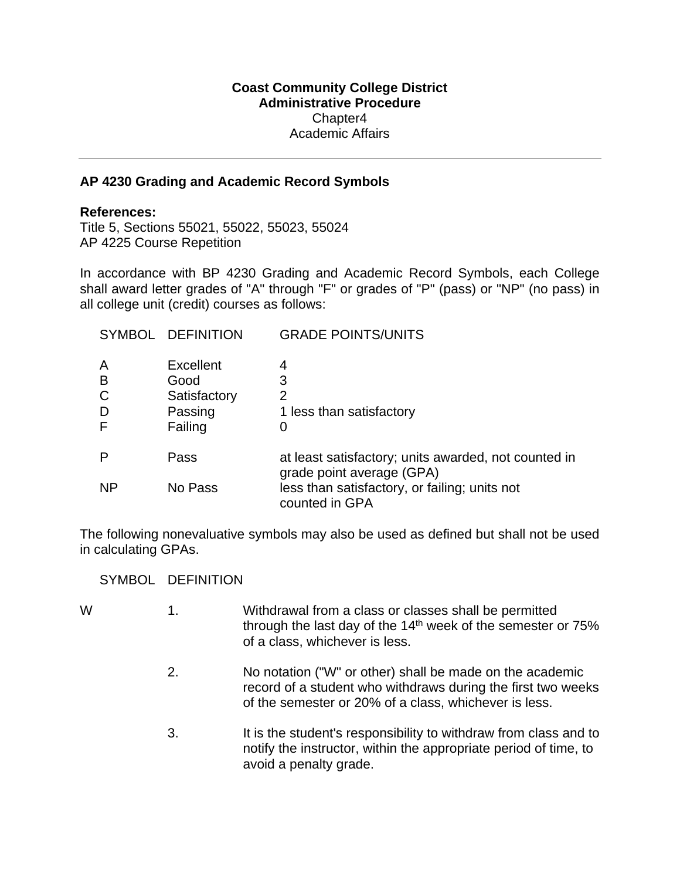**Coast Community College District**
**Administrative Procedure**
Chapter4
Academic Affairs

---

## AP 4230 Grading and Academic Record Symbols

**References:**
Title 5, Sections 55021, 55022, 55023, 55024
AP 4225 Course Repetition

In accordance with BP 4230 Grading and Academic Record Symbols, each College shall award letter grades of "A" through "F" or grades of "P" (pass) or "NP" (no pass) in all college unit (credit) courses as follows:

| SYMBOL | DEFINITION | GRADE POINTS/UNITS |
|---|---|---|
| A | Excellent | 4 |
| B | Good | 3 |
| C | Satisfactory | 2 |
| D | Passing | 1 less than satisfactory |
| F | Failing | 0 |
| P | Pass | at least satisfactory; units awarded, not counted in grade point average (GPA) |
| NP | No Pass | less than satisfactory, or failing; units not counted in GPA |

The following nonevaluative symbols may also be used as defined but shall not be used in calculating GPAs.

SYMBOL DEFINITION

W

1. Withdrawal from a class or classes shall be permitted through the last day of the 14th week of the semester or 75% of a class, whichever is less.

2. No notation ("W" or other) shall be made on the academic record of a student who withdraws during the first two weeks of the semester or 20% of a class, whichever is less.

3. It is the student's responsibility to withdraw from class and to notify the instructor, within the appropriate period of time, to avoid a penalty grade.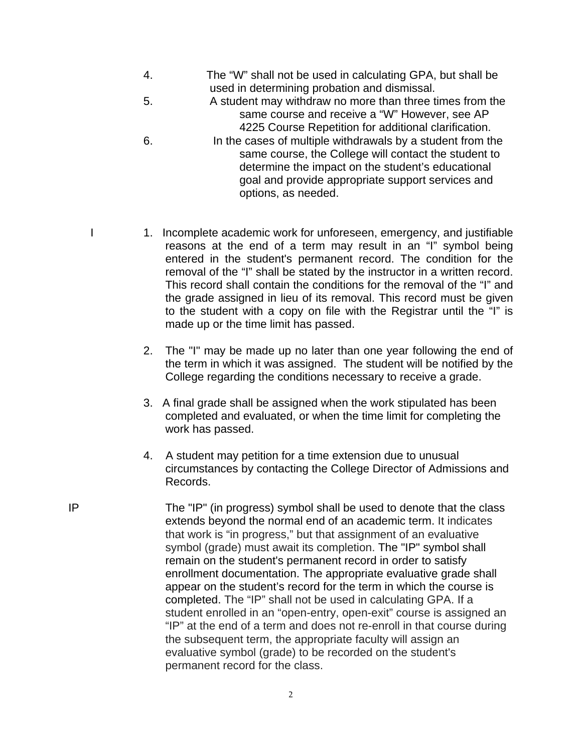4. The "W" shall not be used in calculating GPA, but shall be used in determining probation and dismissal.
5. A student may withdraw no more than three times from the same course and receive a "W" However, see AP 4225 Course Repetition for additional clarification.
6. In the cases of multiple withdrawals by a student from the same course, the College will contact the student to determine the impact on the student's educational goal and provide appropriate support services and options, as needed.

**I**

1. Incomplete academic work for unforeseen, emergency, and justifiable reasons at the end of a term may result in an "I" symbol being entered in the student's permanent record. The condition for the removal of the "I" shall be stated by the instructor in a written record. This record shall contain the conditions for the removal of the "I" and the grade assigned in lieu of its removal. This record must be given to the student with a copy on file with the Registrar until the "I" is made up or the time limit has passed.

2. The "I" may be made up no later than one year following the end of the term in which it was assigned. The student will be notified by the College regarding the conditions necessary to receive a grade.

3. A final grade shall be assigned when the work stipulated has been completed and evaluated, or when the time limit for completing the work has passed.

4. A student may petition for a time extension due to unusual circumstances by contacting the College Director of Admissions and Records.

**IP**

The "IP" (in progress) symbol shall be used to denote that the class extends beyond the normal end of an academic term. It indicates that work is "in progress," but that assignment of an evaluative symbol (grade) must await its completion. The "IP" symbol shall remain on the student's permanent record in order to satisfy enrollment documentation. The appropriate evaluative grade shall appear on the student's record for the term in which the course is completed. The "IP" shall not be used in calculating GPA. If a student enrolled in an "open-entry, open-exit" course is assigned an "IP" at the end of a term and does not re-enroll in that course during the subsequent term, the appropriate faculty will assign an evaluative symbol (grade) to be recorded on the student's permanent record for the class.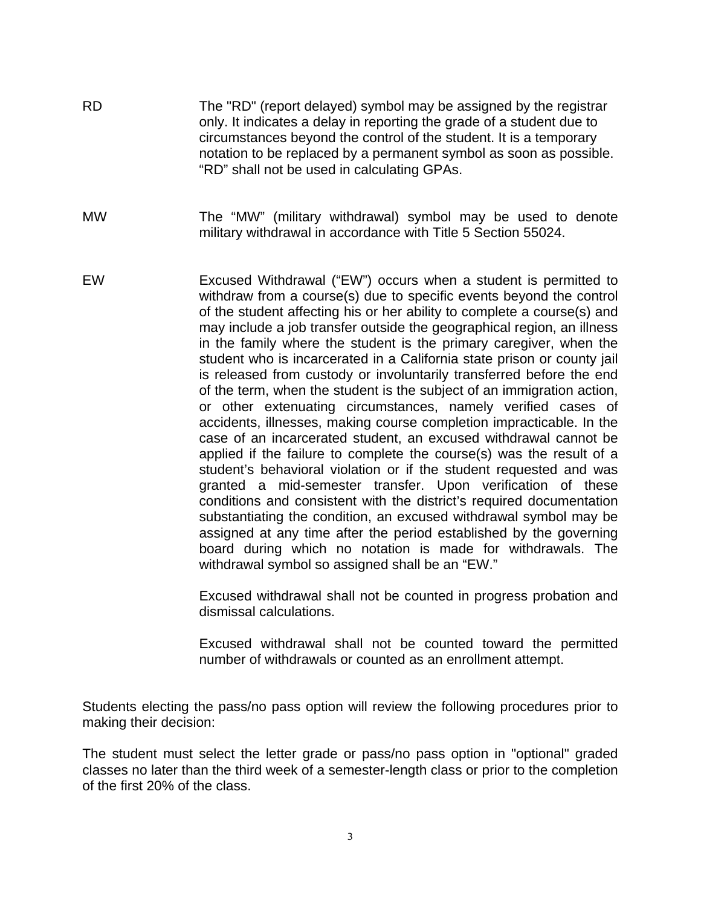RD The "RD" (report delayed) symbol may be assigned by the registrar only. It indicates a delay in reporting the grade of a student due to circumstances beyond the control of the student. It is a temporary notation to be replaced by a permanent symbol as soon as possible. “RD” shall not be used in calculating GPAs.

MW The “MW” (military withdrawal) symbol may be used to denote military withdrawal in accordance with Title 5 Section 55024.

EW Excused Withdrawal (“EW”) occurs when a student is permitted to withdraw from a course(s) due to specific events beyond the control of the student affecting his or her ability to complete a course(s) and may include a job transfer outside the geographical region, an illness in the family where the student is the primary caregiver, when the student who is incarcerated in a California state prison or county jail is released from custody or involuntarily transferred before the end of the term, when the student is the subject of an immigration action, or other extenuating circumstances, namely verified cases of accidents, illnesses, making course completion impracticable. In the case of an incarcerated student, an excused withdrawal cannot be applied if the failure to complete the course(s) was the result of a student’s behavioral violation or if the student requested and was granted a mid-semester transfer. Upon verification of these conditions and consistent with the district’s required documentation substantiating the condition, an excused withdrawal symbol may be assigned at any time after the period established by the governing board during which no notation is made for withdrawals. The withdrawal symbol so assigned shall be an “EW.”

Excused withdrawal shall not be counted in progress probation and dismissal calculations.

Excused withdrawal shall not be counted toward the permitted number of withdrawals or counted as an enrollment attempt.

Students electing the pass/no pass option will review the following procedures prior to making their decision:

The student must select the letter grade or pass/no pass option in "optional" graded classes no later than the third week of a semester-length class or prior to the completion of the first 20% of the class.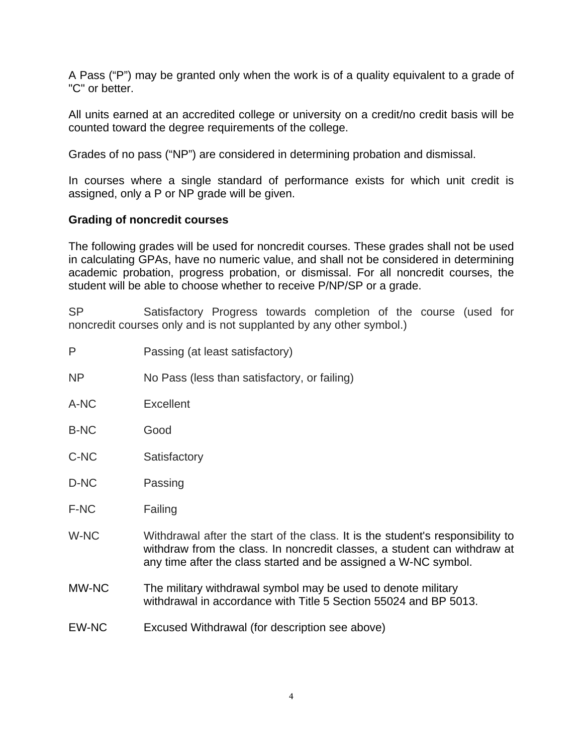A Pass ("P") may be granted only when the work is of a quality equivalent to a grade of "C" or better.

All units earned at an accredited college or university on a credit/no credit basis will be counted toward the degree requirements of the college.

Grades of no pass ("NP") are considered in determining probation and dismissal.

In courses where a single standard of performance exists for which unit credit is assigned, only a P or NP grade will be given.

**Grading of noncredit courses**

The following grades will be used for noncredit courses. These grades shall not be used in calculating GPAs, have no numeric value, and shall not be considered in determining academic probation, progress probation, or dismissal. For all noncredit courses, the student will be able to choose whether to receive P/NP/SP or a grade.

SP Satisfactory Progress towards completion of the course (used for noncredit courses only and is not supplanted by any other symbol.)

P Passing (at least satisfactory)

NP No Pass (less than satisfactory, or failing)

A-NC Excellent

B-NC Good

C-NC Satisfactory

D-NC Passing

F-NC Failing

W-NC Withdrawal after the start of the class. It is the student's responsibility to withdraw from the class. In noncredit classes, a student can withdraw at any time after the class started and be assigned a W-NC symbol.

MW-NC The military withdrawal symbol may be used to denote military withdrawal in accordance with Title 5 Section 55024 and BP 5013.

EW-NC Excused Withdrawal (for description see above)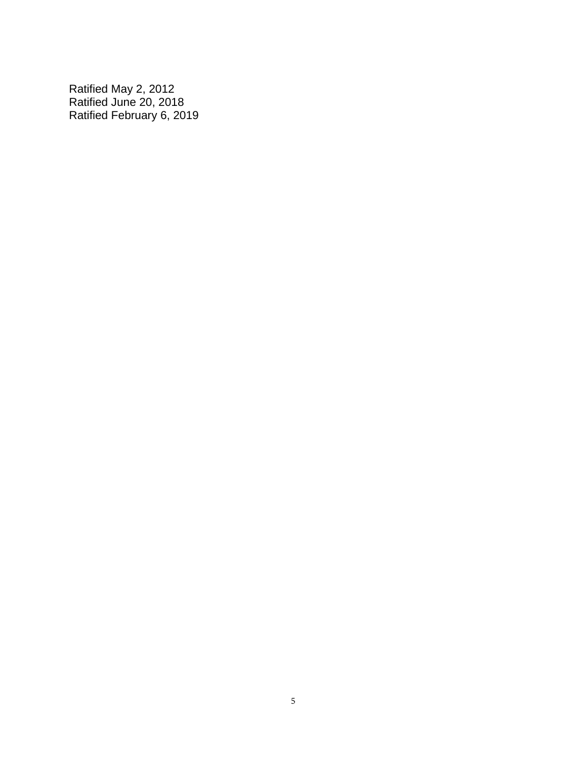Ratified May 2, 2012
Ratified June 20, 2018
Ratified February 6, 2019